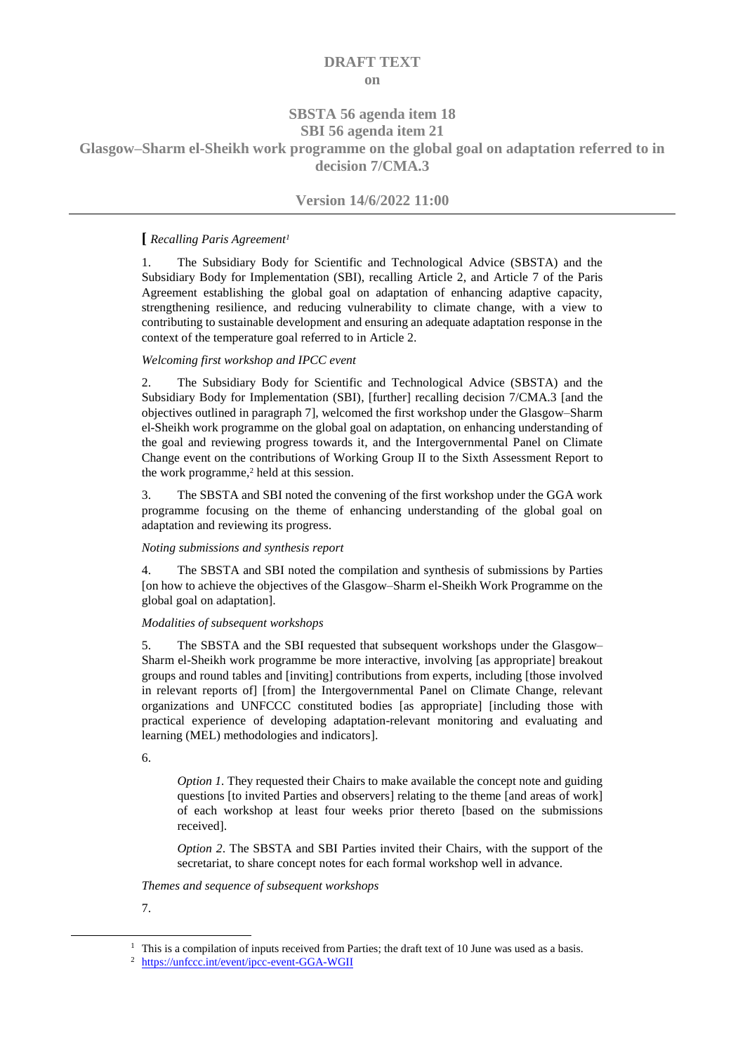# DRAFT TEXT

## on

## SBSTA 56 agenda item 18
## SBI 56 agenda item 21
## Glasgow–Sharm el-Sheikh work programme on the global goal on adaptation referred to in decision 7/CMA.3

### Version 14/6/2022 11:00

---

**[** *Recalling Paris Agreement*[1]

1. The Subsidiary Body for Scientific and Technological Advice (SBSTA) and the Subsidiary Body for Implementation (SBI), recalling Article 2, and Article 7 of the Paris Agreement establishing the global goal on adaptation of enhancing adaptive capacity, strengthening resilience, and reducing vulnerability to climate change, with a view to contributing to sustainable development and ensuring an adequate adaptation response in the context of the temperature goal referred to in Article 2.

*Welcoming first workshop and IPCC event*

2. The Subsidiary Body for Scientific and Technological Advice (SBSTA) and the Subsidiary Body for Implementation (SBI), [further] recalling decision 7/CMA.3 [and the objectives outlined in paragraph 7], welcomed the first workshop under the Glasgow–Sharm el-Sheikh work programme on the global goal on adaptation, on enhancing understanding of the goal and reviewing progress towards it, and the Intergovernmental Panel on Climate Change event on the contributions of Working Group II to the Sixth Assessment Report to the work programme,[2] held at this session.

3. The SBSTA and SBI noted the convening of the first workshop under the GGA work programme focusing on the theme of enhancing understanding of the global goal on adaptation and reviewing its progress.

*Noting submissions and synthesis report*

4. The SBSTA and SBI noted the compilation and synthesis of submissions by Parties [on how to achieve the objectives of the Glasgow–Sharm el-Sheikh Work Programme on the global goal on adaptation].

*Modalities of subsequent workshops*

5. The SBSTA and the SBI requested that subsequent workshops under the Glasgow–Sharm el-Sheikh work programme be more interactive, involving [as appropriate] breakout groups and round tables and [inviting] contributions from experts, including [those involved in relevant reports of] [from] the Intergovernmental Panel on Climate Change, relevant organizations and UNFCCC constituted bodies [as appropriate] [including those with practical experience of developing adaptation-relevant monitoring and evaluating and learning (MEL) methodologies and indicators].

6.

> *Option 1*. They requested their Chairs to make available the concept note and guiding questions [to invited Parties and observers] relating to the theme [and areas of work] of each workshop at least four weeks prior thereto [based on the submissions received].
>
> *Option 2*. The SBSTA and SBI Parties invited their Chairs, with the support of the secretariat, to share concept notes for each formal workshop well in advance.

*Themes and sequence of subsequent workshops*

7.

---

[1] This is a compilation of inputs received from Parties; the draft text of 10 June was used as a basis.

[2] https://unfccc.int/event/ipcc-event-GGA-WGII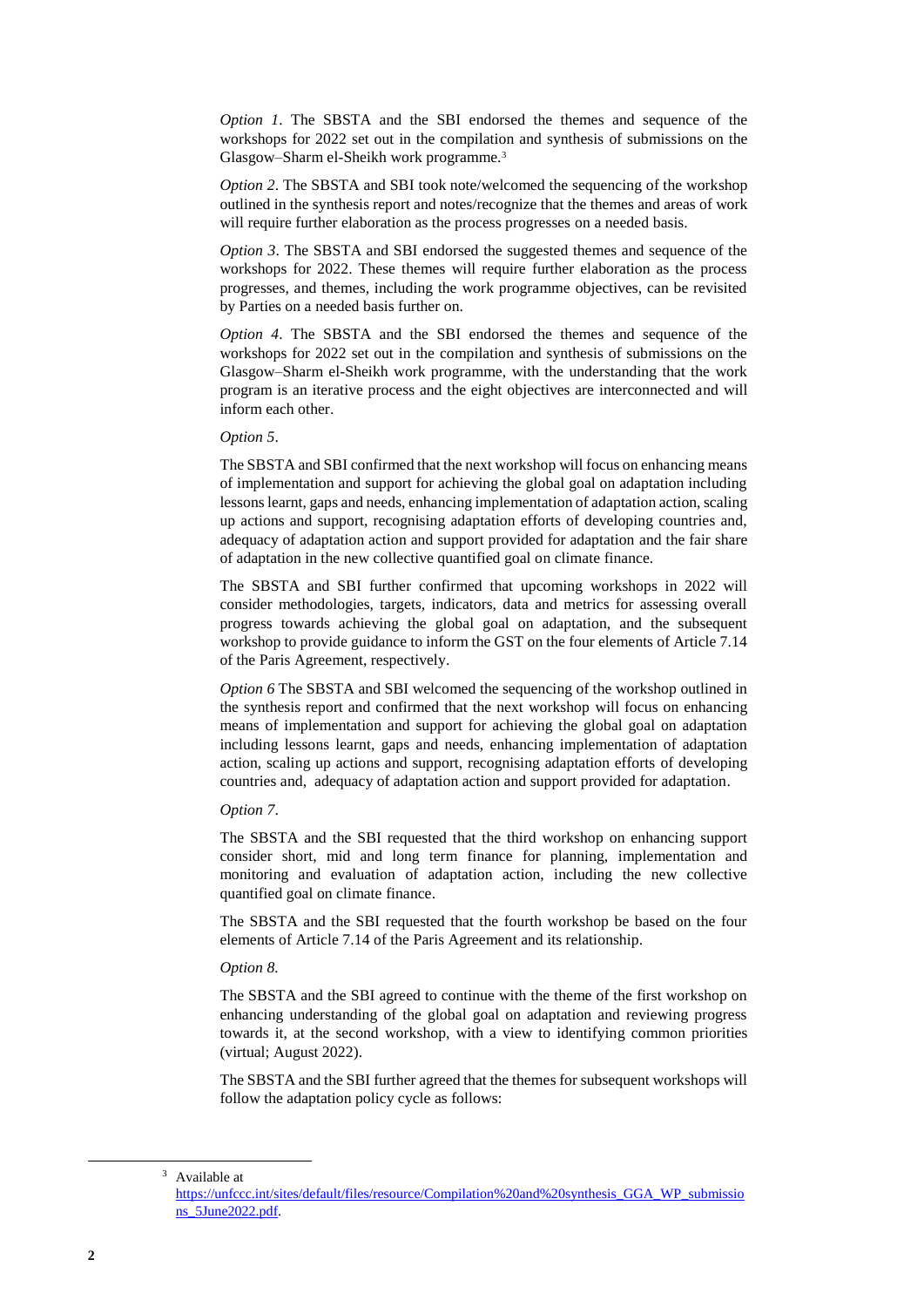*Option 1*. The SBSTA and the SBI endorsed the themes and sequence of the workshops for 2022 set out in the compilation and synthesis of submissions on the Glasgow–Sharm el-Sheikh work programme.[3]

*Option 2*. The SBSTA and SBI took note/welcomed the sequencing of the workshop outlined in the synthesis report and notes/recognize that the themes and areas of work will require further elaboration as the process progresses on a needed basis.

*Option 3*. The SBSTA and SBI endorsed the suggested themes and sequence of the workshops for 2022. These themes will require further elaboration as the process progresses, and themes, including the work programme objectives, can be revisited by Parties on a needed basis further on.

*Option 4*. The SBSTA and the SBI endorsed the themes and sequence of the workshops for 2022 set out in the compilation and synthesis of submissions on the Glasgow–Sharm el-Sheikh work programme, with the understanding that the work program is an iterative process and the eight objectives are interconnected and will inform each other.

*Option 5*.

The SBSTA and SBI confirmed that the next workshop will focus on enhancing means of implementation and support for achieving the global goal on adaptation including lessons learnt, gaps and needs, enhancing implementation of adaptation action, scaling up actions and support, recognising adaptation efforts of developing countries and, adequacy of adaptation action and support provided for adaptation and the fair share of adaptation in the new collective quantified goal on climate finance.

The SBSTA and SBI further confirmed that upcoming workshops in 2022 will consider methodologies, targets, indicators, data and metrics for assessing overall progress towards achieving the global goal on adaptation, and the subsequent workshop to provide guidance to inform the GST on the four elements of Article 7.14 of the Paris Agreement, respectively.

*Option 6* The SBSTA and SBI welcomed the sequencing of the workshop outlined in the synthesis report and confirmed that the next workshop will focus on enhancing means of implementation and support for achieving the global goal on adaptation including lessons learnt, gaps and needs, enhancing implementation of adaptation action, scaling up actions and support, recognising adaptation efforts of developing countries and, adequacy of adaptation action and support provided for adaptation.

*Option 7*.

The SBSTA and the SBI requested that the third workshop on enhancing support consider short, mid and long term finance for planning, implementation and monitoring and evaluation of adaptation action, including the new collective quantified goal on climate finance.

The SBSTA and the SBI requested that the fourth workshop be based on the four elements of Article 7.14 of the Paris Agreement and its relationship.

*Option 8*.

The SBSTA and the SBI agreed to continue with the theme of the first workshop on enhancing understanding of the global goal on adaptation and reviewing progress towards it, at the second workshop, with a view to identifying common priorities (virtual; August 2022).

The SBSTA and the SBI further agreed that the themes for subsequent workshops will follow the adaptation policy cycle as follows:

---

[3] Available at https://unfccc.int/sites/default/files/resource/Compilation%20and%20synthesis_GGA_WP_submissions_5June2022.pdf.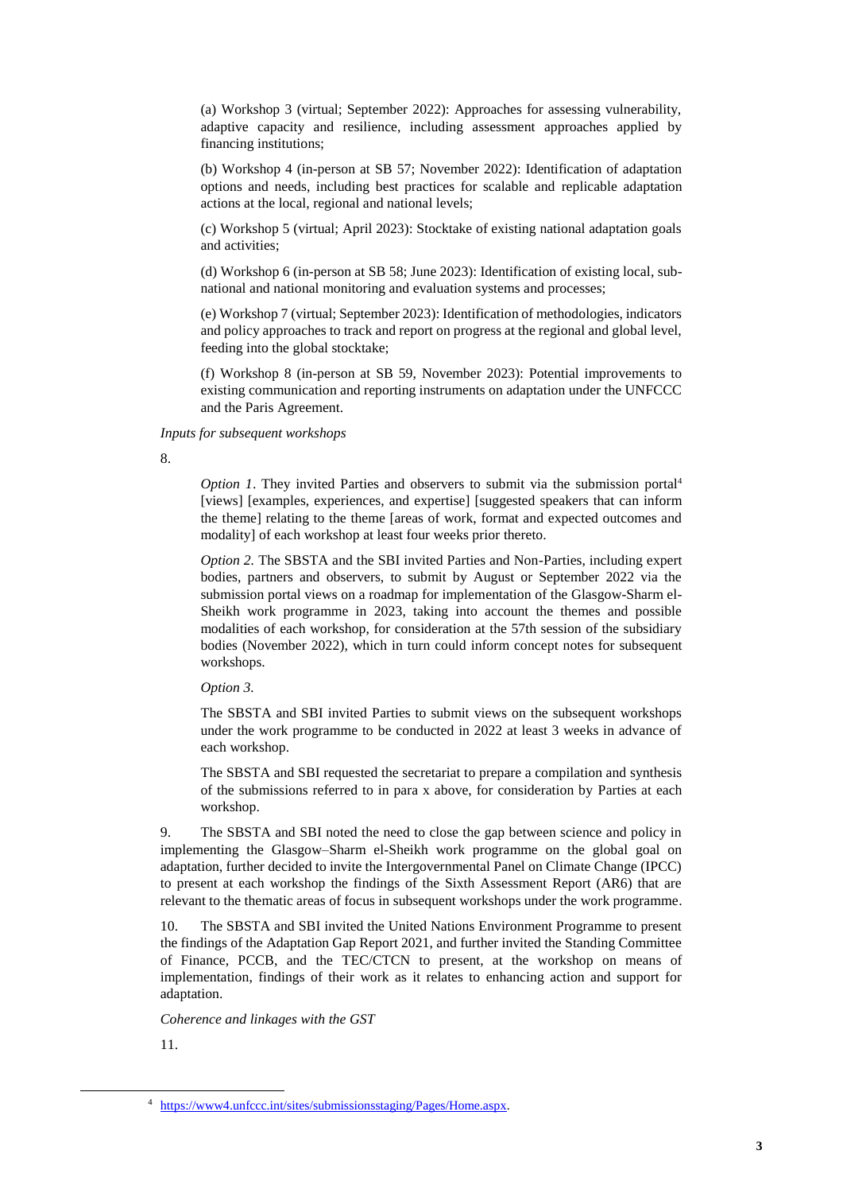(a) Workshop 3 (virtual; September 2022): Approaches for assessing vulnerability, adaptive capacity and resilience, including assessment approaches applied by financing institutions;

(b) Workshop 4 (in-person at SB 57; November 2022): Identification of adaptation options and needs, including best practices for scalable and replicable adaptation actions at the local, regional and national levels;

(c) Workshop 5 (virtual; April 2023): Stocktake of existing national adaptation goals and activities;

(d) Workshop 6 (in-person at SB 58; June 2023): Identification of existing local, sub-national and national monitoring and evaluation systems and processes;

(e) Workshop 7 (virtual; September 2023): Identification of methodologies, indicators and policy approaches to track and report on progress at the regional and global level, feeding into the global stocktake;

(f) Workshop 8 (in-person at SB 59, November 2023): Potential improvements to existing communication and reporting instruments on adaptation under the UNFCCC and the Paris Agreement.

*Inputs for subsequent workshops*

8.

*Option 1*. They invited Parties and observers to submit via the submission portal[4] [views] [examples, experiences, and expertise] [suggested speakers that can inform the theme] relating to the theme [areas of work, format and expected outcomes and modality] of each workshop at least four weeks prior thereto.

*Option 2.* The SBSTA and the SBI invited Parties and Non-Parties, including expert bodies, partners and observers, to submit by August or September 2022 via the submission portal views on a roadmap for implementation of the Glasgow-Sharm el-Sheikh work programme in 2023, taking into account the themes and possible modalities of each workshop, for consideration at the 57th session of the subsidiary bodies (November 2022), which in turn could inform concept notes for subsequent workshops.

*Option 3.*

The SBSTA and SBI invited Parties to submit views on the subsequent workshops under the work programme to be conducted in 2022 at least 3 weeks in advance of each workshop.

The SBSTA and SBI requested the secretariat to prepare a compilation and synthesis of the submissions referred to in para x above, for consideration by Parties at each workshop.

9. The SBSTA and SBI noted the need to close the gap between science and policy in implementing the Glasgow–Sharm el-Sheikh work programme on the global goal on adaptation, further decided to invite the Intergovernmental Panel on Climate Change (IPCC) to present at each workshop the findings of the Sixth Assessment Report (AR6) that are relevant to the thematic areas of focus in subsequent workshops under the work programme.

10. The SBSTA and SBI invited the United Nations Environment Programme to present the findings of the Adaptation Gap Report 2021, and further invited the Standing Committee of Finance, PCCB, and the TEC/CTCN to present, at the workshop on means of implementation, findings of their work as it relates to enhancing action and support for adaptation.

*Coherence and linkages with the GST*

11.

[4] https://www4.unfccc.int/sites/submissionsstaging/Pages/Home.aspx.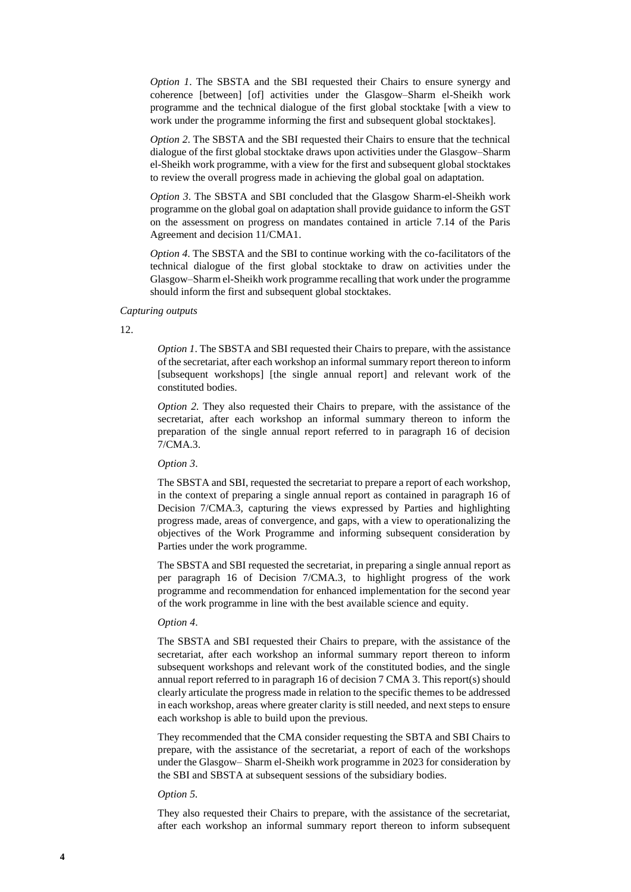*Option 1*. The SBSTA and the SBI requested their Chairs to ensure synergy and coherence [between] [of] activities under the Glasgow–Sharm el-Sheikh work programme and the technical dialogue of the first global stocktake [with a view to work under the programme informing the first and subsequent global stocktakes].

*Option 2*. The SBSTA and the SBI requested their Chairs to ensure that the technical dialogue of the first global stocktake draws upon activities under the Glasgow–Sharm el-Sheikh work programme, with a view for the first and subsequent global stocktakes to review the overall progress made in achieving the global goal on adaptation.

*Option 3*. The SBSTA and SBI concluded that the Glasgow Sharm-el-Sheikh work programme on the global goal on adaptation shall provide guidance to inform the GST on the assessment on progress on mandates contained in article 7.14 of the Paris Agreement and decision 11/CMA1.

*Option 4*. The SBSTA and the SBI to continue working with the co-facilitators of the technical dialogue of the first global stocktake to draw on activities under the Glasgow–Sharm el-Sheikh work programme recalling that work under the programme should inform the first and subsequent global stocktakes.

*Capturing outputs*

12.

*Option 1*. The SBSTA and SBI requested their Chairs to prepare, with the assistance of the secretariat, after each workshop an informal summary report thereon to inform [subsequent workshops] [the single annual report] and relevant work of the constituted bodies.

*Option 2*. They also requested their Chairs to prepare, with the assistance of the secretariat, after each workshop an informal summary thereon to inform the preparation of the single annual report referred to in paragraph 16 of decision 7/CMA.3.

*Option 3*.

The SBSTA and SBI, requested the secretariat to prepare a report of each workshop, in the context of preparing a single annual report as contained in paragraph 16 of Decision 7/CMA.3, capturing the views expressed by Parties and highlighting progress made, areas of convergence, and gaps, with a view to operationalizing the objectives of the Work Programme and informing subsequent consideration by Parties under the work programme.

The SBSTA and SBI requested the secretariat, in preparing a single annual report as per paragraph 16 of Decision 7/CMA.3, to highlight progress of the work programme and recommendation for enhanced implementation for the second year of the work programme in line with the best available science and equity.

*Option 4*.

The SBSTA and SBI requested their Chairs to prepare, with the assistance of the secretariat, after each workshop an informal summary report thereon to inform subsequent workshops and relevant work of the constituted bodies, and the single annual report referred to in paragraph 16 of decision 7 CMA 3. This report(s) should clearly articulate the progress made in relation to the specific themes to be addressed in each workshop, areas where greater clarity is still needed, and next steps to ensure each workshop is able to build upon the previous.

They recommended that the CMA consider requesting the SBTA and SBI Chairs to prepare, with the assistance of the secretariat, a report of each of the workshops under the Glasgow– Sharm el-Sheikh work programme in 2023 for consideration by the SBI and SBSTA at subsequent sessions of the subsidiary bodies.

*Option 5*.

They also requested their Chairs to prepare, with the assistance of the secretariat, after each workshop an informal summary report thereon to inform subsequent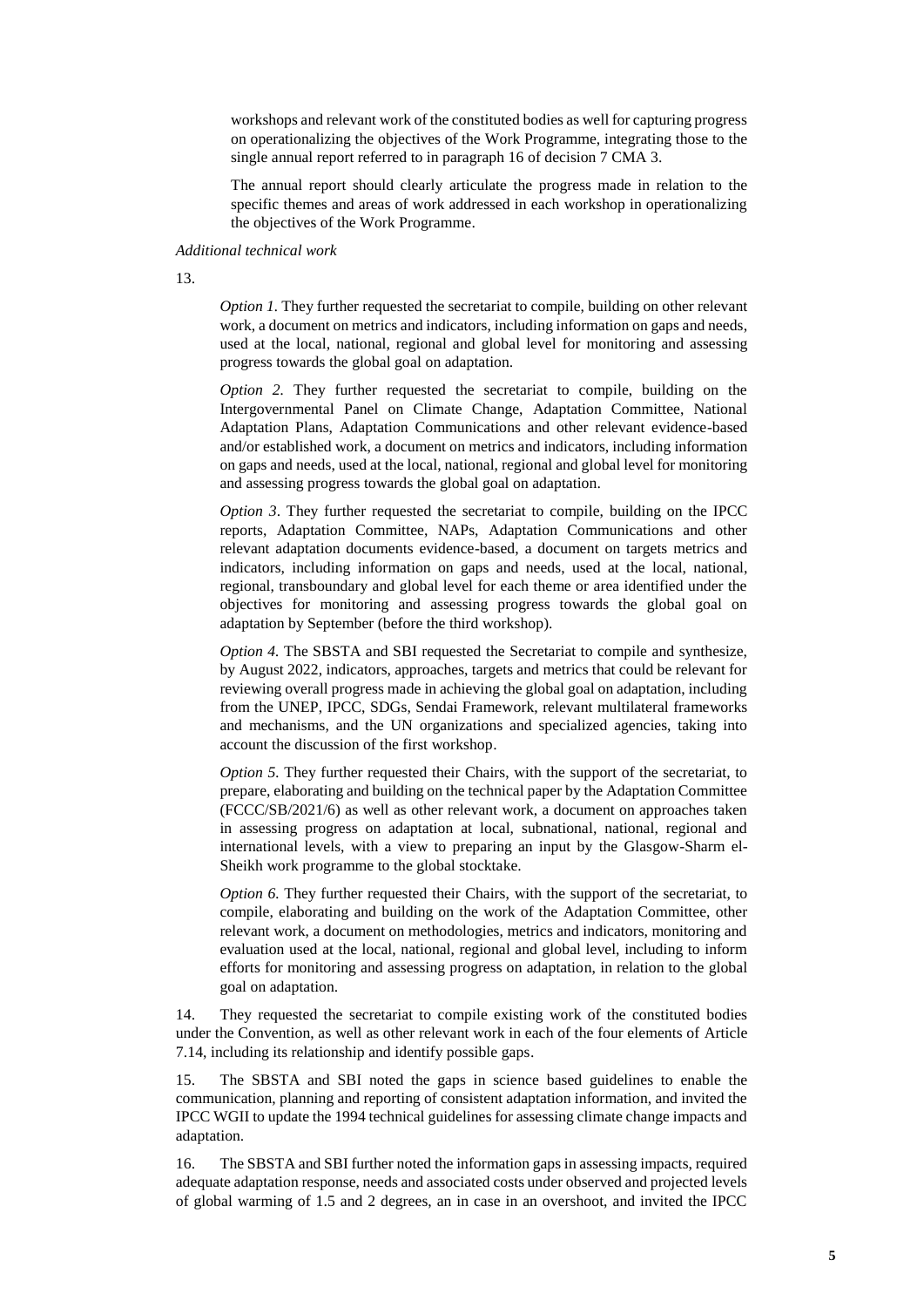workshops and relevant work of the constituted bodies as well for capturing progress on operationalizing the objectives of the Work Programme, integrating those to the single annual report referred to in paragraph 16 of decision 7 CMA 3.

The annual report should clearly articulate the progress made in relation to the specific themes and areas of work addressed in each workshop in operationalizing the objectives of the Work Programme.

*Additional technical work*

13.

*Option 1.* They further requested the secretariat to compile, building on other relevant work, a document on metrics and indicators, including information on gaps and needs, used at the local, national, regional and global level for monitoring and assessing progress towards the global goal on adaptation.

*Option 2.* They further requested the secretariat to compile, building on the Intergovernmental Panel on Climate Change, Adaptation Committee, National Adaptation Plans, Adaptation Communications and other relevant evidence-based and/or established work, a document on metrics and indicators, including information on gaps and needs, used at the local, national, regional and global level for monitoring and assessing progress towards the global goal on adaptation.

*Option 3*. They further requested the secretariat to compile, building on the IPCC reports, Adaptation Committee, NAPs, Adaptation Communications and other relevant adaptation documents evidence-based, a document on targets metrics and indicators, including information on gaps and needs, used at the local, national, regional, transboundary and global level for each theme or area identified under the objectives for monitoring and assessing progress towards the global goal on adaptation by September (before the third workshop).

*Option 4.* The SBSTA and SBI requested the Secretariat to compile and synthesize, by August 2022, indicators, approaches, targets and metrics that could be relevant for reviewing overall progress made in achieving the global goal on adaptation, including from the UNEP, IPCC, SDGs, Sendai Framework, relevant multilateral frameworks and mechanisms, and the UN organizations and specialized agencies, taking into account the discussion of the first workshop.

*Option 5.* They further requested their Chairs, with the support of the secretariat, to prepare, elaborating and building on the technical paper by the Adaptation Committee (FCCC/SB/2021/6) as well as other relevant work, a document on approaches taken in assessing progress on adaptation at local, subnational, national, regional and international levels, with a view to preparing an input by the Glasgow-Sharm el-Sheikh work programme to the global stocktake.

*Option 6.* They further requested their Chairs, with the support of the secretariat, to compile, elaborating and building on the work of the Adaptation Committee, other relevant work, a document on methodologies, metrics and indicators, monitoring and evaluation used at the local, national, regional and global level, including to inform efforts for monitoring and assessing progress on adaptation, in relation to the global goal on adaptation.

14. They requested the secretariat to compile existing work of the constituted bodies under the Convention, as well as other relevant work in each of the four elements of Article 7.14, including its relationship and identify possible gaps.

15. The SBSTA and SBI noted the gaps in science based guidelines to enable the communication, planning and reporting of consistent adaptation information, and invited the IPCC WGII to update the 1994 technical guidelines for assessing climate change impacts and adaptation.

16. The SBSTA and SBI further noted the information gaps in assessing impacts, required adequate adaptation response, needs and associated costs under observed and projected levels of global warming of 1.5 and 2 degrees, an in case in an overshoot, and invited the IPCC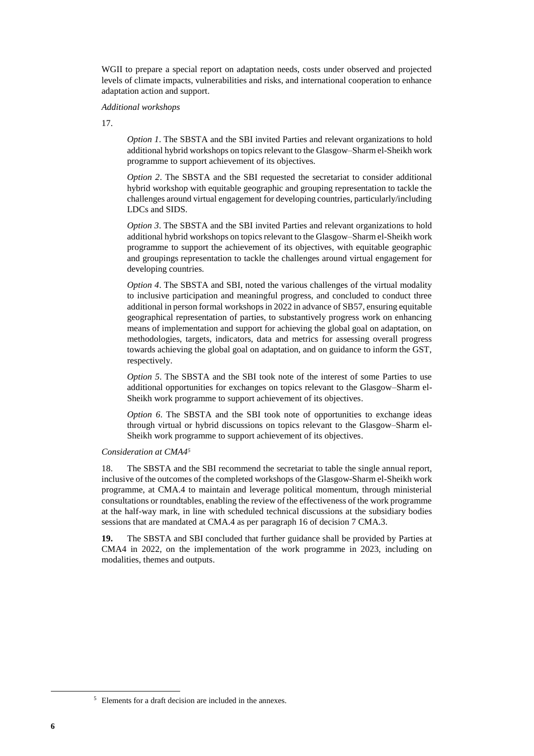WGII to prepare a special report on adaptation needs, costs under observed and projected levels of climate impacts, vulnerabilities and risks, and international cooperation to enhance adaptation action and support.

*Additional workshops*

17.

*Option 1*. The SBSTA and the SBI invited Parties and relevant organizations to hold additional hybrid workshops on topics relevant to the Glasgow–Sharm el-Sheikh work programme to support achievement of its objectives.

*Option 2*. The SBSTA and the SBI requested the secretariat to consider additional hybrid workshop with equitable geographic and grouping representation to tackle the challenges around virtual engagement for developing countries, particularly/including LDCs and SIDS.

*Option 3*. The SBSTA and the SBI invited Parties and relevant organizations to hold additional hybrid workshops on topics relevant to the Glasgow–Sharm el-Sheikh work programme to support the achievement of its objectives, with equitable geographic and groupings representation to tackle the challenges around virtual engagement for developing countries.

*Option 4*. The SBSTA and SBI, noted the various challenges of the virtual modality to inclusive participation and meaningful progress, and concluded to conduct three additional in person formal workshops in 2022 in advance of SB57, ensuring equitable geographical representation of parties, to substantively progress work on enhancing means of implementation and support for achieving the global goal on adaptation, on methodologies, targets, indicators, data and metrics for assessing overall progress towards achieving the global goal on adaptation, and on guidance to inform the GST, respectively.

*Option 5*. The SBSTA and the SBI took note of the interest of some Parties to use additional opportunities for exchanges on topics relevant to the Glasgow–Sharm el-Sheikh work programme to support achievement of its objectives.

*Option 6*. The SBSTA and the SBI took note of opportunities to exchange ideas through virtual or hybrid discussions on topics relevant to the Glasgow–Sharm el-Sheikh work programme to support achievement of its objectives.

*Consideration at CMA4*[5]

18. The SBSTA and the SBI recommend the secretariat to table the single annual report, inclusive of the outcomes of the completed workshops of the Glasgow-Sharm el-Sheikh work programme, at CMA.4 to maintain and leverage political momentum, through ministerial consultations or roundtables, enabling the review of the effectiveness of the work programme at the half-way mark, in line with scheduled technical discussions at the subsidiary bodies sessions that are mandated at CMA.4 as per paragraph 16 of decision 7 CMA.3.

**19.** The SBSTA and SBI concluded that further guidance shall be provided by Parties at CMA4 in 2022, on the implementation of the work programme in 2023, including on modalities, themes and outputs.

[5] Elements for a draft decision are included in the annexes.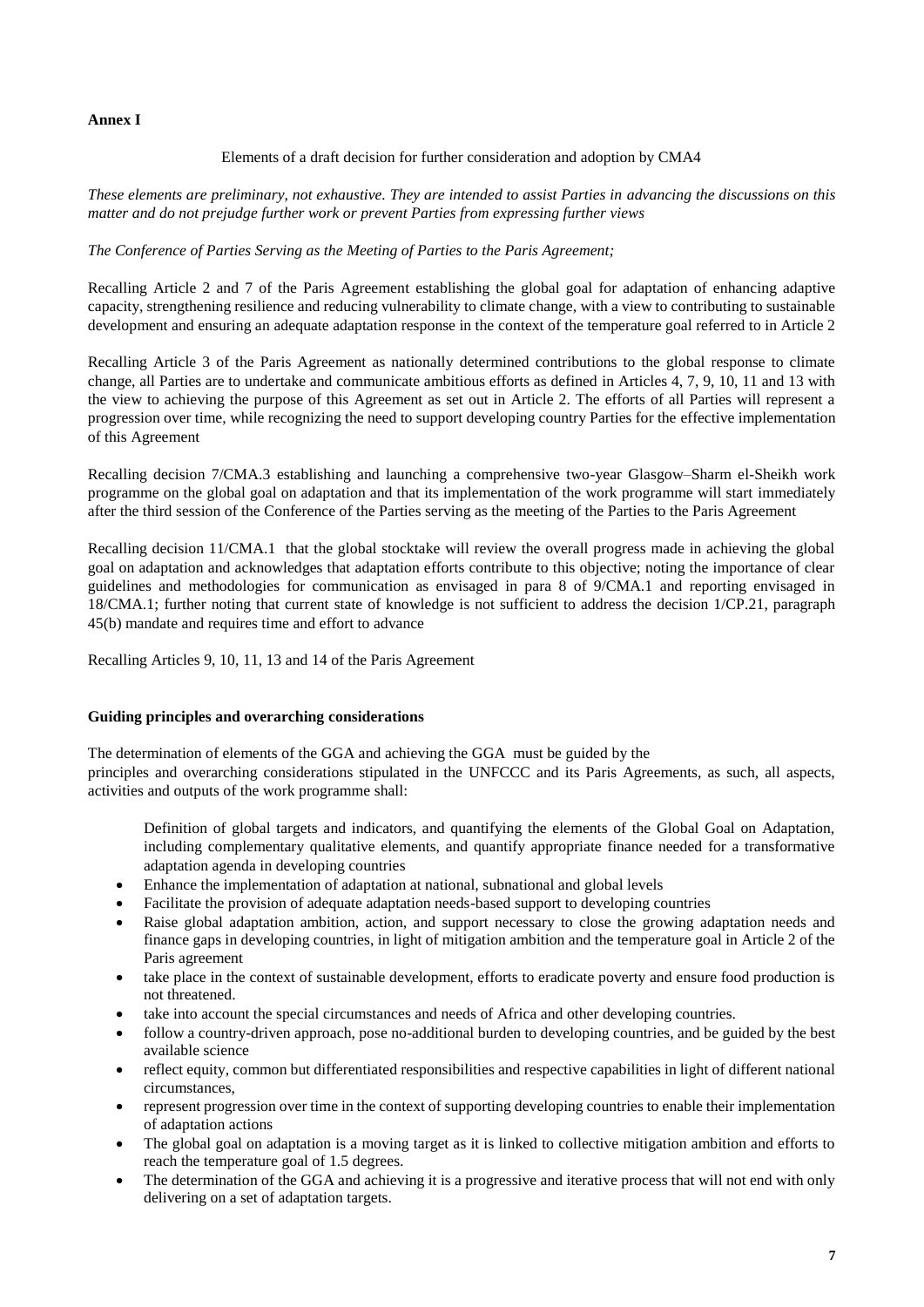**Annex I**

Elements of a draft decision for further consideration and adoption by CMA4

*These elements are preliminary, not exhaustive. They are intended to assist Parties in advancing the discussions on this matter and do not prejudge further work or prevent Parties from expressing further views*

*The Conference of Parties Serving as the Meeting of Parties to the Paris Agreement;*

Recalling Article 2 and 7 of the Paris Agreement establishing the global goal for adaptation of enhancing adaptive capacity, strengthening resilience and reducing vulnerability to climate change, with a view to contributing to sustainable development and ensuring an adequate adaptation response in the context of the temperature goal referred to in Article 2

Recalling Article 3 of the Paris Agreement as nationally determined contributions to the global response to climate change, all Parties are to undertake and communicate ambitious efforts as defined in Articles 4, 7, 9, 10, 11 and 13 with the view to achieving the purpose of this Agreement as set out in Article 2. The efforts of all Parties will represent a progression over time, while recognizing the need to support developing country Parties for the effective implementation of this Agreement

Recalling decision 7/CMA.3 establishing and launching a comprehensive two-year Glasgow–Sharm el-Sheikh work programme on the global goal on adaptation and that its implementation of the work programme will start immediately after the third session of the Conference of the Parties serving as the meeting of the Parties to the Paris Agreement

Recalling decision 11/CMA.1 that the global stocktake will review the overall progress made in achieving the global goal on adaptation and acknowledges that adaptation efforts contribute to this objective; noting the importance of clear guidelines and methodologies for communication as envisaged in para 8 of 9/CMA.1 and reporting envisaged in 18/CMA.1; further noting that current state of knowledge is not sufficient to address the decision 1/CP.21, paragraph 45(b) mandate and requires time and effort to advance

Recalling Articles 9, 10, 11, 13 and 14 of the Paris Agreement

**Guiding principles and overarching considerations**

The determination of elements of the GGA and achieving the GGA must be guided by the principles and overarching considerations stipulated in the UNFCCC and its Paris Agreements, as such, all aspects, activities and outputs of the work programme shall:

Definition of global targets and indicators, and quantifying the elements of the Global Goal on Adaptation, including complementary qualitative elements, and quantify appropriate finance needed for a transformative adaptation agenda in developing countries

- Enhance the implementation of adaptation at national, subnational and global levels
- Facilitate the provision of adequate adaptation needs-based support to developing countries
- Raise global adaptation ambition, action, and support necessary to close the growing adaptation needs and finance gaps in developing countries, in light of mitigation ambition and the temperature goal in Article 2 of the Paris agreement
- take place in the context of sustainable development, efforts to eradicate poverty and ensure food production is not threatened.
- take into account the special circumstances and needs of Africa and other developing countries.
- follow a country-driven approach, pose no-additional burden to developing countries, and be guided by the best available science
- reflect equity, common but differentiated responsibilities and respective capabilities in light of different national circumstances,
- represent progression over time in the context of supporting developing countries to enable their implementation of adaptation actions
- The global goal on adaptation is a moving target as it is linked to collective mitigation ambition and efforts to reach the temperature goal of 1.5 degrees.
- The determination of the GGA and achieving it is a progressive and iterative process that will not end with only delivering on a set of adaptation targets.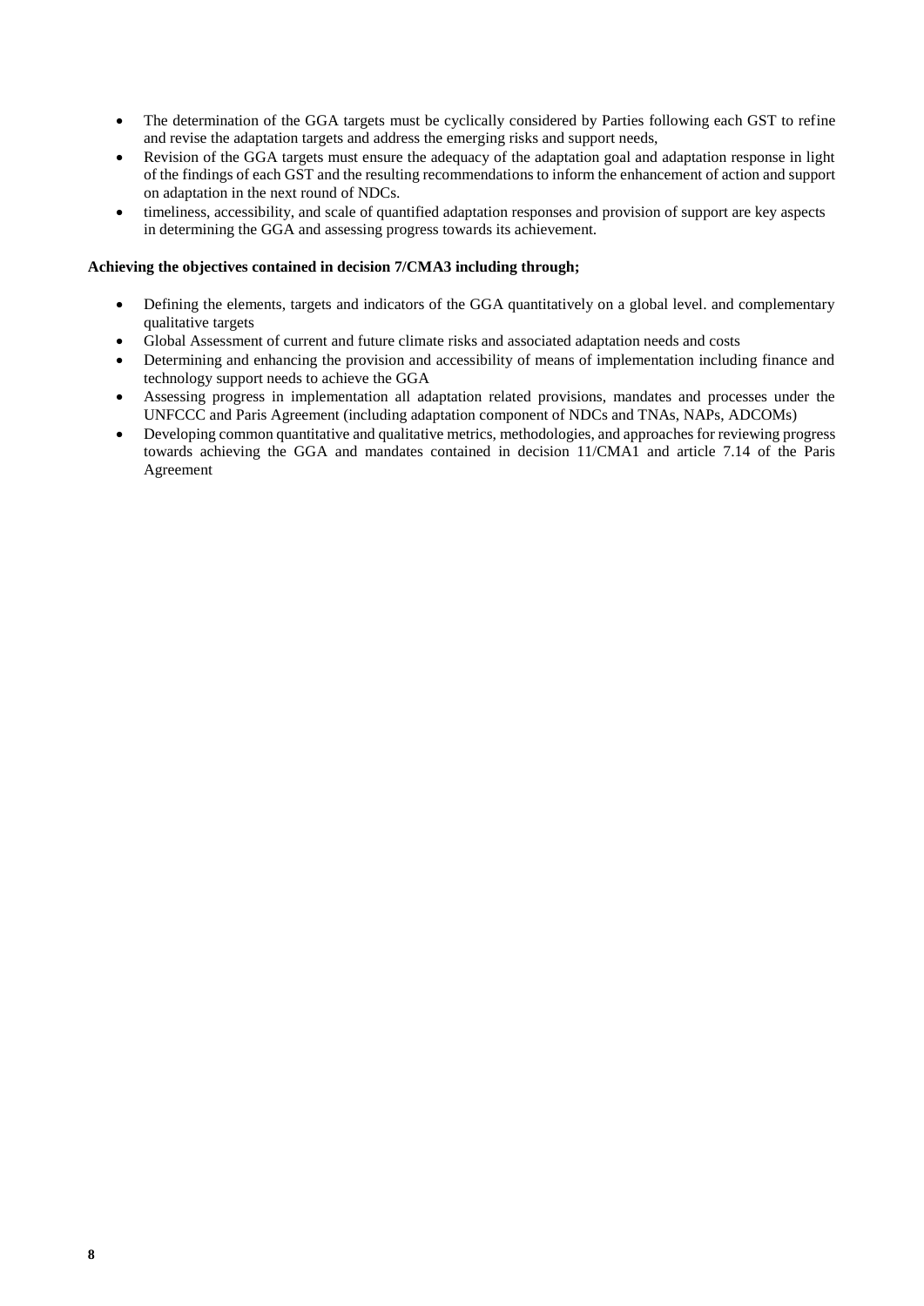- The determination of the GGA targets must be cyclically considered by Parties following each GST to refine and revise the adaptation targets and address the emerging risks and support needs,
- Revision of the GGA targets must ensure the adequacy of the adaptation goal and adaptation response in light of the findings of each GST and the resulting recommendations to inform the enhancement of action and support on adaptation in the next round of NDCs.
- timeliness, accessibility, and scale of quantified adaptation responses and provision of support are key aspects in determining the GGA and assessing progress towards its achievement.

**Achieving the objectives contained in decision 7/CMA3 including through;**

- Defining the elements, targets and indicators of the GGA quantitatively on a global level. and complementary qualitative targets
- Global Assessment of current and future climate risks and associated adaptation needs and costs
- Determining and enhancing the provision and accessibility of means of implementation including finance and technology support needs to achieve the GGA
- Assessing progress in implementation all adaptation related provisions, mandates and processes under the UNFCCC and Paris Agreement (including adaptation component of NDCs and TNAs, NAPs, ADCOMs)
- Developing common quantitative and qualitative metrics, methodologies, and approaches for reviewing progress towards achieving the GGA and mandates contained in decision 11/CMA1 and article 7.14 of the Paris Agreement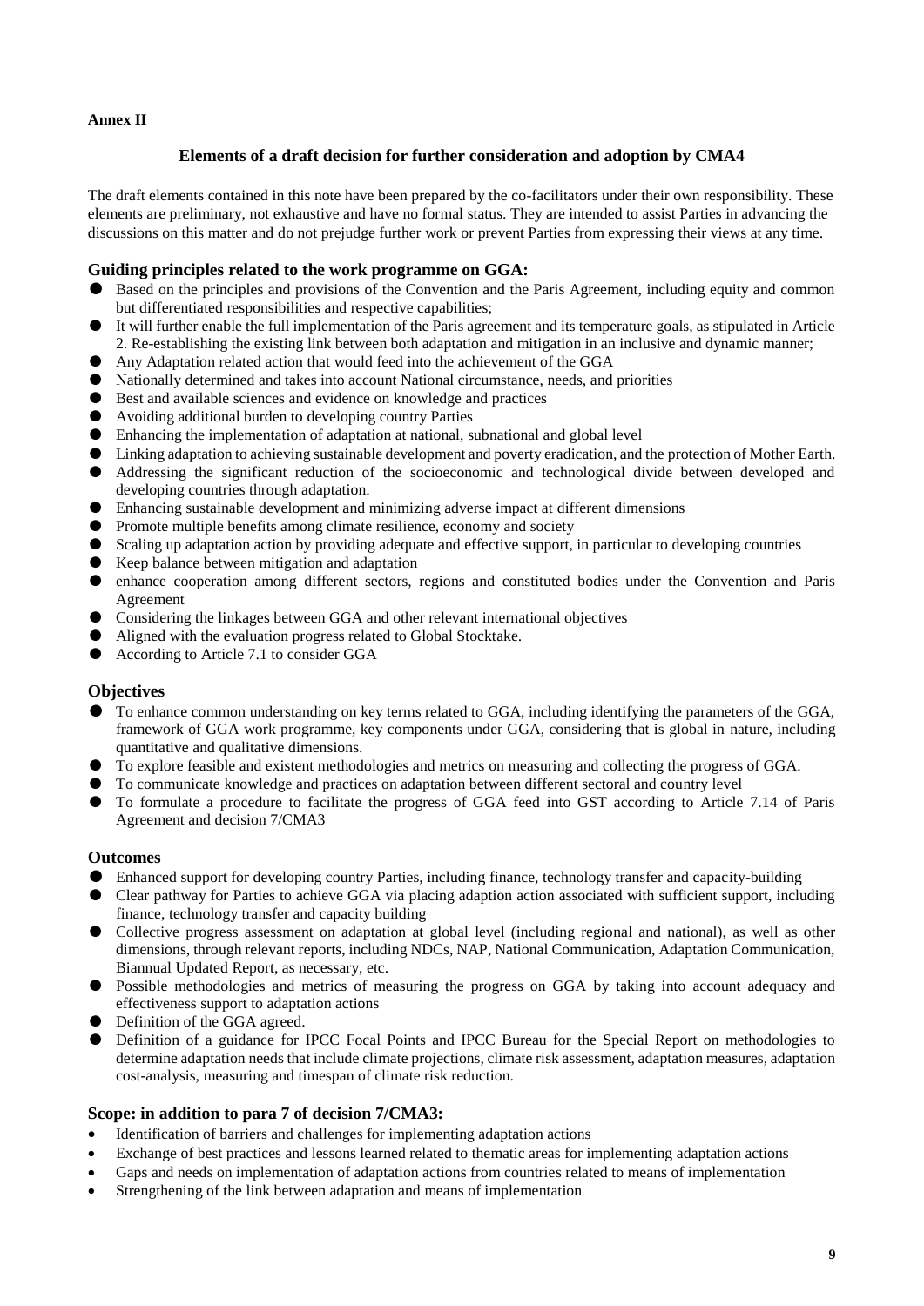**Annex II**

### Elements of a draft decision for further consideration and adoption by CMA4

The draft elements contained in this note have been prepared by the co-facilitators under their own responsibility. These elements are preliminary, not exhaustive and have no formal status. They are intended to assist Parties in advancing the discussions on this matter and do not prejudge further work or prevent Parties from expressing their views at any time.

#### Guiding principles related to the work programme on GGA:

- Based on the principles and provisions of the Convention and the Paris Agreement, including equity and common but differentiated responsibilities and respective capabilities;
- It will further enable the full implementation of the Paris agreement and its temperature goals, as stipulated in Article 2. Re-establishing the existing link between both adaptation and mitigation in an inclusive and dynamic manner;
- Any Adaptation related action that would feed into the achievement of the GGA
- Nationally determined and takes into account National circumstance, needs, and priorities
- Best and available sciences and evidence on knowledge and practices
- Avoiding additional burden to developing country Parties
- Enhancing the implementation of adaptation at national, subnational and global level
- Linking adaptation to achieving sustainable development and poverty eradication, and the protection of Mother Earth.
- Addressing the significant reduction of the socioeconomic and technological divide between developed and developing countries through adaptation.
- Enhancing sustainable development and minimizing adverse impact at different dimensions
- Promote multiple benefits among climate resilience, economy and society
- Scaling up adaptation action by providing adequate and effective support, in particular to developing countries
- Keep balance between mitigation and adaptation
- enhance cooperation among different sectors, regions and constituted bodies under the Convention and Paris Agreement
- Considering the linkages between GGA and other relevant international objectives
- Aligned with the evaluation progress related to Global Stocktake.
- According to Article 7.1 to consider GGA

#### Objectives

- To enhance common understanding on key terms related to GGA, including identifying the parameters of the GGA, framework of GGA work programme, key components under GGA, considering that is global in nature, including quantitative and qualitative dimensions.
- To explore feasible and existent methodologies and metrics on measuring and collecting the progress of GGA.
- To communicate knowledge and practices on adaptation between different sectoral and country level
- To formulate a procedure to facilitate the progress of GGA feed into GST according to Article 7.14 of Paris Agreement and decision 7/CMA3

#### Outcomes

- Enhanced support for developing country Parties, including finance, technology transfer and capacity-building
- Clear pathway for Parties to achieve GGA via placing adaption action associated with sufficient support, including finance, technology transfer and capacity building
- Collective progress assessment on adaptation at global level (including regional and national), as well as other dimensions, through relevant reports, including NDCs, NAP, National Communication, Adaptation Communication, Biannual Updated Report, as necessary, etc.
- Possible methodologies and metrics of measuring the progress on GGA by taking into account adequacy and effectiveness support to adaptation actions
- Definition of the GGA agreed.
- Definition of a guidance for IPCC Focal Points and IPCC Bureau for the Special Report on methodologies to determine adaptation needs that include climate projections, climate risk assessment, adaptation measures, adaptation cost-analysis, measuring and timespan of climate risk reduction.

#### Scope: in addition to para 7 of decision 7/CMA3:

- Identification of barriers and challenges for implementing adaptation actions
- Exchange of best practices and lessons learned related to thematic areas for implementing adaptation actions
- Gaps and needs on implementation of adaptation actions from countries related to means of implementation
- Strengthening of the link between adaptation and means of implementation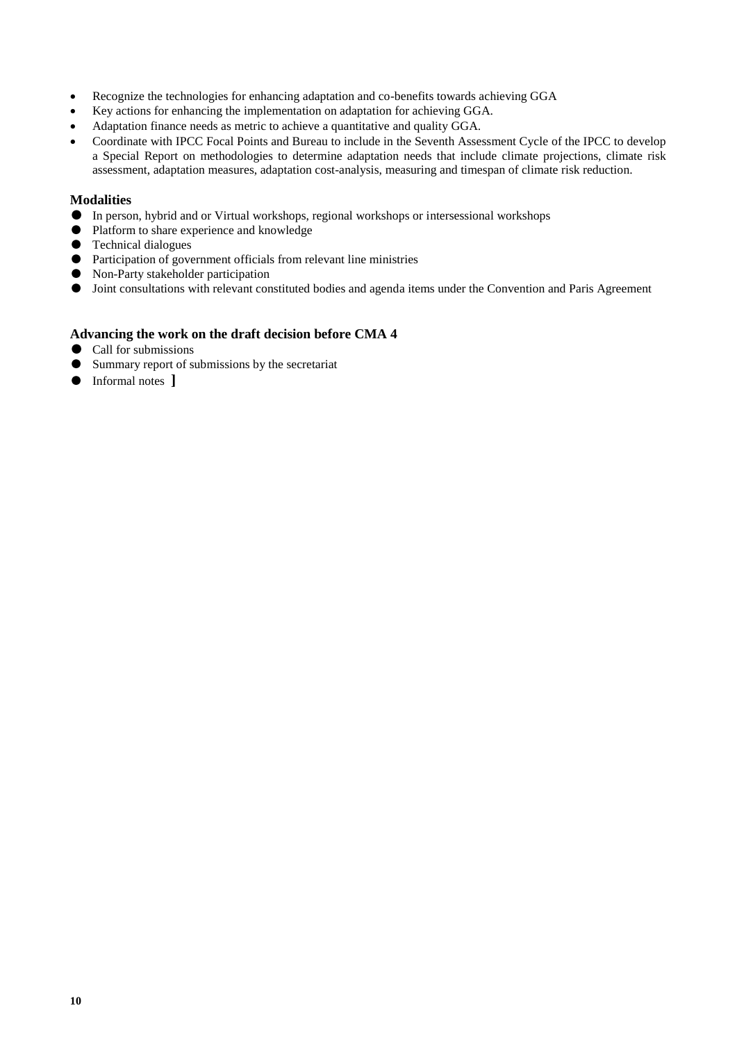- Recognize the technologies for enhancing adaptation and co-benefits towards achieving GGA
- Key actions for enhancing the implementation on adaptation for achieving GGA.
- Adaptation finance needs as metric to achieve a quantitative and quality GGA.
- Coordinate with IPCC Focal Points and Bureau to include in the Seventh Assessment Cycle of the IPCC to develop a Special Report on methodologies to determine adaptation needs that include climate projections, climate risk assessment, adaptation measures, adaptation cost-analysis, measuring and timespan of climate risk reduction.

**Modalities**

- In person, hybrid and or Virtual workshops, regional workshops or intersessional workshops
- Platform to share experience and knowledge
- Technical dialogues
- Participation of government officials from relevant line ministries
- Non-Party stakeholder participation
- Joint consultations with relevant constituted bodies and agenda items under the Convention and Paris Agreement

**Advancing the work on the draft decision before CMA 4**

- Call for submissions
- Summary report of submissions by the secretariat
- Informal notes **]**